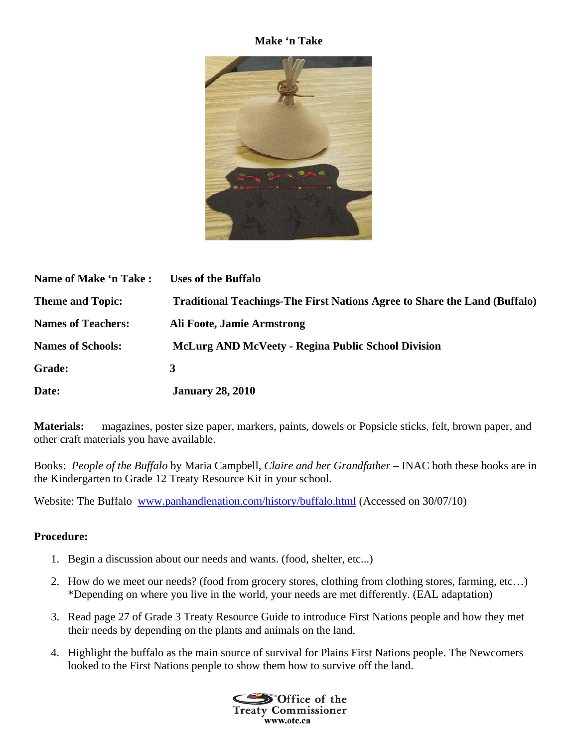# Make 'n Take

| | |
|---|---|
| **Name of Make 'n Take :** | **Uses of the Buffalo** |
| **Theme and Topic:** | **Traditional Teachings-The First Nations Agree to Share the Land (Buffalo)** |
| **Names of Teachers:** | **Ali Foote, Jamie Armstrong** |
| **Names of Schools:** | **McLurg AND McVeety - Regina Public School Division** |
| **Grade:** | **3** |
| **Date:** | **January 28, 2010** |

**Materials:** magazines, poster size paper, markers, paints, dowels or Popsicle sticks, felt, brown paper, and other craft materials you have available.

Books: *People of the Buffalo* by Maria Campbell, *Claire and her Grandfather* – INAC both these books are in the Kindergarten to Grade 12 Treaty Resource Kit in your school.

Website: The Buffalo www.panhandlenation.com/history/buffalo.html (Accessed on 30/07/10)

## Procedure:

1. Begin a discussion about our needs and wants. (food, shelter, etc...)
2. How do we meet our needs? (food from grocery stores, clothing from clothing stores, farming, etc…) *Depending on where you live in the world, your needs are met differently. (EAL adaptation)
3. Read page 27 of Grade 3 Treaty Resource Guide to introduce First Nations people and how they met their needs by depending on the plants and animals on the land.
4. Highlight the buffalo as the main source of survival for Plains First Nations people. The Newcomers looked to the First Nations people to show them how to survive off the land.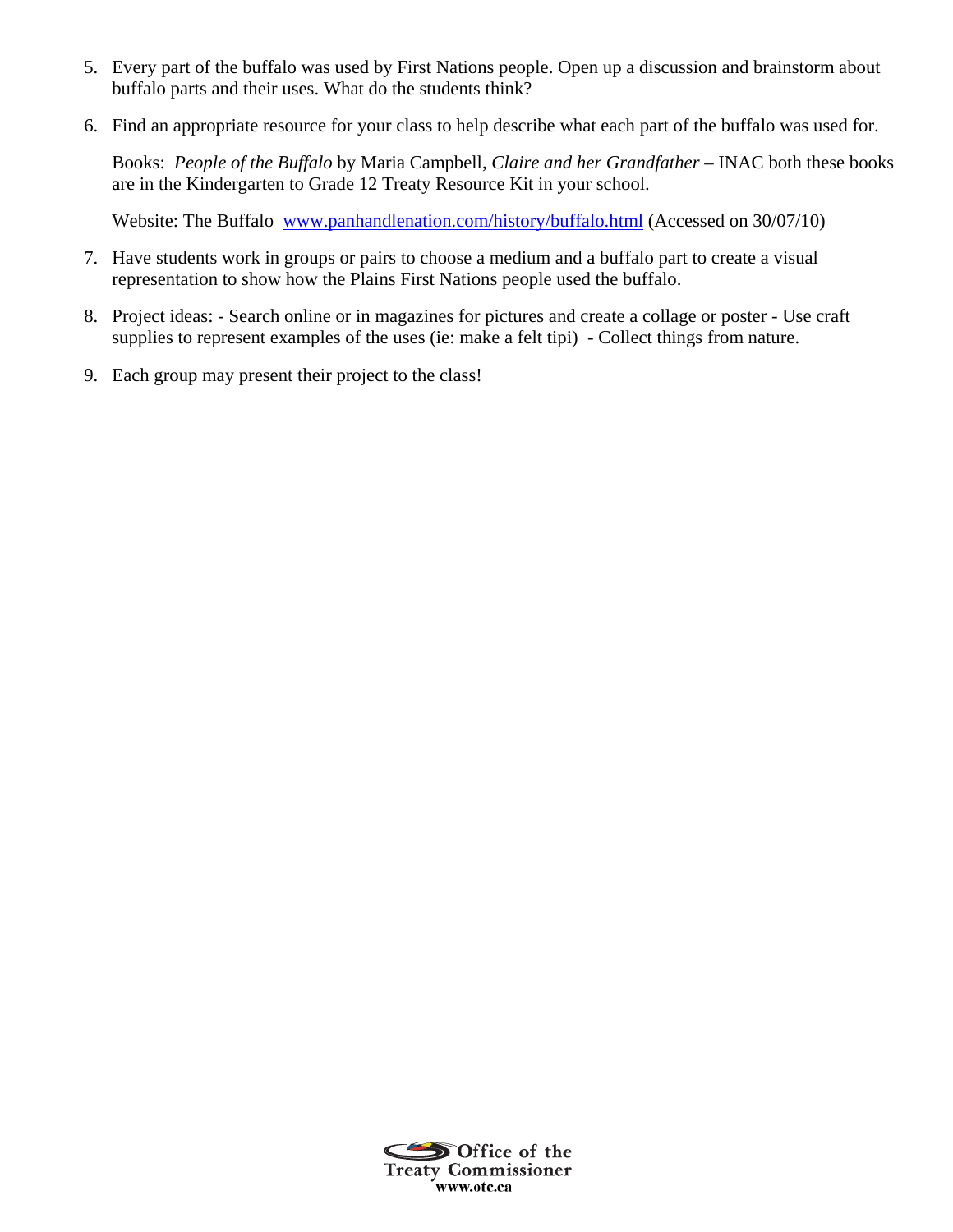5. Every part of the buffalo was used by First Nations people. Open up a discussion and brainstorm about buffalo parts and their uses. What do the students think?

6. Find an appropriate resource for your class to help describe what each part of the buffalo was used for.

   Books: *People of the Buffalo* by Maria Campbell, *Claire and her Grandfather* – INAC both these books are in the Kindergarten to Grade 12 Treaty Resource Kit in your school.

   Website: The Buffalo [www.panhandlenation.com/history/buffalo.html](www.panhandlenation.com/history/buffalo.html) (Accessed on 30/07/10)

7. Have students work in groups or pairs to choose a medium and a buffalo part to create a visual representation to show how the Plains First Nations people used the buffalo.

8. Project ideas: - Search online or in magazines for pictures and create a collage or poster - Use craft supplies to represent examples of the uses (ie: make a felt tipi) - Collect things from nature.

9. Each group may present their project to the class!